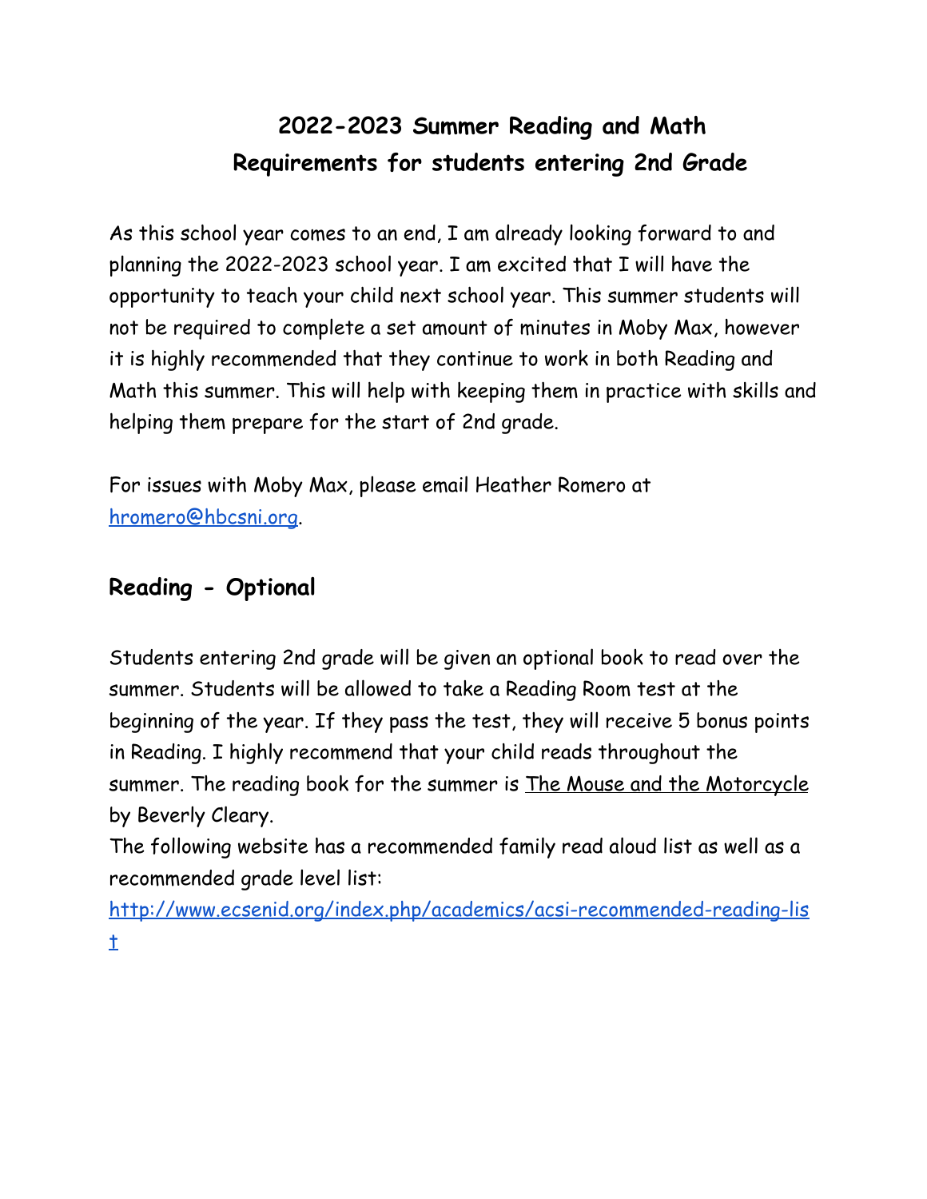# 2022-2023 Summer Reading and Math Requirements for students entering 2nd Grade

As this school year comes to an end, I am already looking forward to and planning the 2022-2023 school year. I am excited that I will have the opportunity to teach your child next school year. This summer students will not be required to complete a set amount of minutes in Moby Max, however it is highly recommended that they continue to work in both Reading and Math this summer. This will help with keeping them in practice with skills and helping them prepare for the start of 2nd grade.

For issues with Moby Max, please email Heather Romero at hromero@hbcsni.org.

## Reading - Optional

Students entering 2nd grade will be given an optional book to read over the summer. Students will be allowed to take a Reading Room test at the beginning of the year. If they pass the test, they will receive 5 bonus points in Reading. I highly recommend that your child reads throughout the summer. The reading book for the summer is The Mouse and the Motorcycle by Beverly Cleary.

The following website has a recommended family read aloud list as well as a recommended grade level list:

http://www.ecsenid.org/index.php/academics/acsi-recommended-reading-list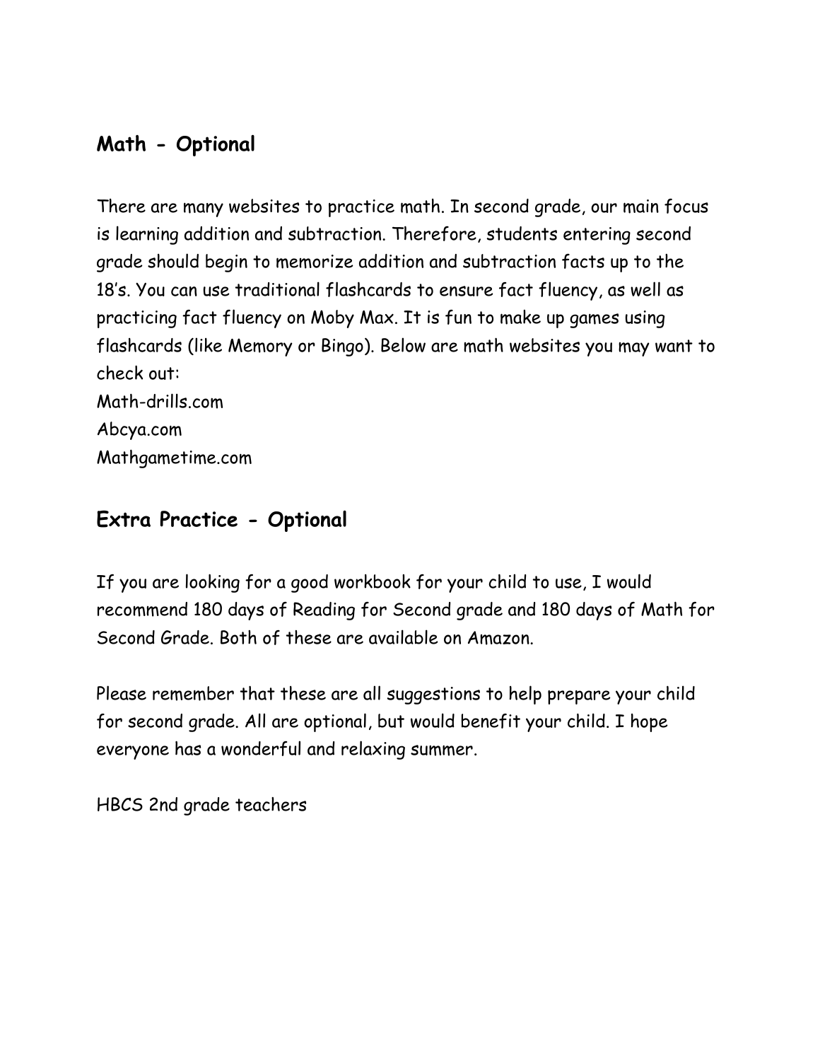## Math - Optional

There are many websites to practice math. In second grade, our main focus is learning addition and subtraction. Therefore, students entering second grade should begin to memorize addition and subtraction facts up to the 18's. You can use traditional flashcards to ensure fact fluency, as well as practicing fact fluency on Moby Max. It is fun to make up games using flashcards (like Memory or Bingo). Below are math websites you may want to check out:

Math-drills.com
Abcya.com
Mathgametime.com

## Extra Practice - Optional

If you are looking for a good workbook for your child to use, I would recommend 180 days of Reading for Second grade and 180 days of Math for Second Grade. Both of these are available on Amazon.

Please remember that these are all suggestions to help prepare your child for second grade. All are optional, but would benefit your child. I hope everyone has a wonderful and relaxing summer.

HBCS 2nd grade teachers